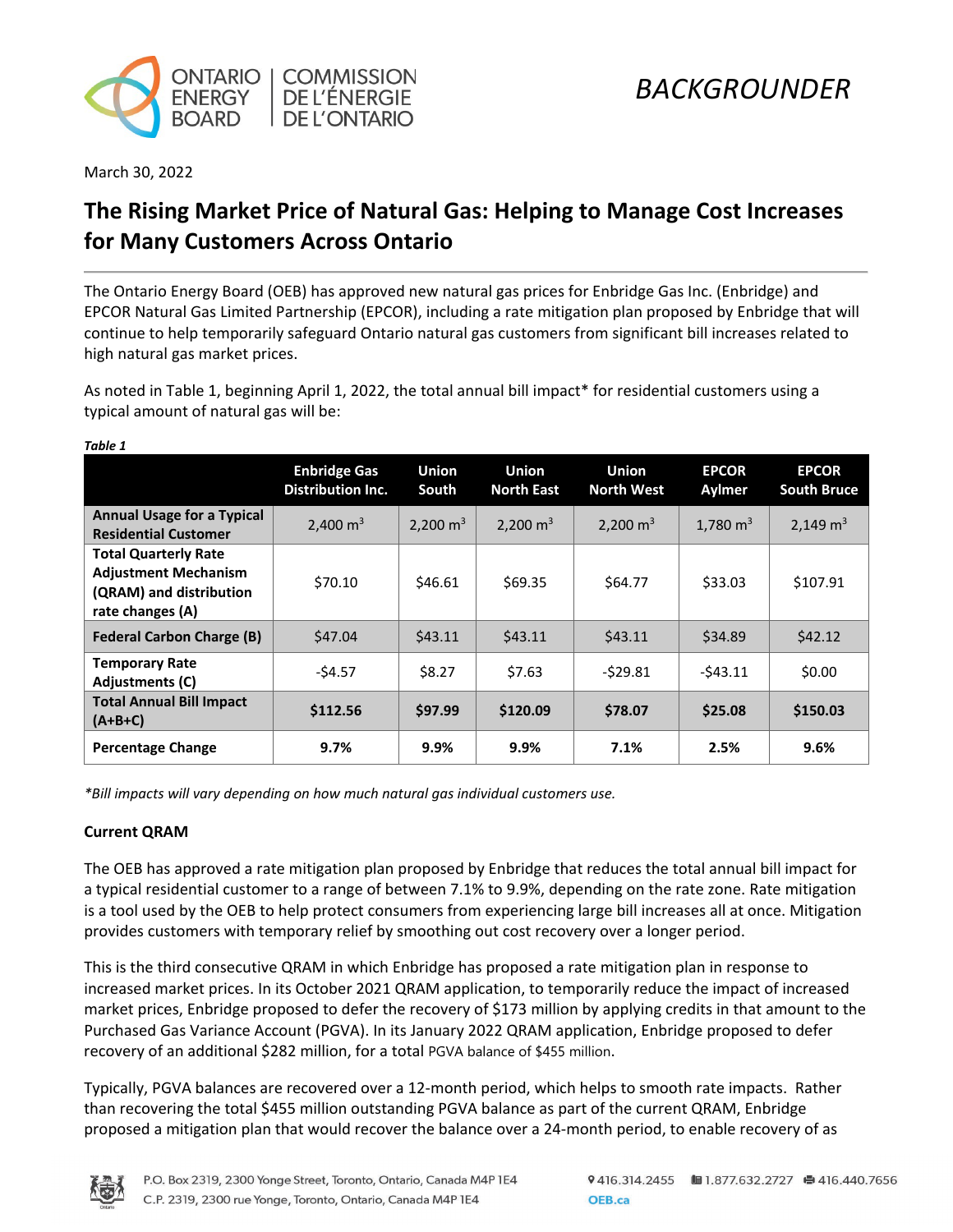ONTARIO ENERGY BOARD | COMMISSION DE L'ÉNERGIE DE L'ONTARIO

*BACKGROUNDER*

March 30, 2022

# The Rising Market Price of Natural Gas: Helping to Manage Cost Increases for Many Customers Across Ontario

The Ontario Energy Board (OEB) has approved new natural gas prices for Enbridge Gas Inc. (Enbridge) and EPCOR Natural Gas Limited Partnership (EPCOR), including a rate mitigation plan proposed by Enbridge that will continue to help temporarily safeguard Ontario natural gas customers from significant bill increases related to high natural gas market prices.

As noted in Table 1, beginning April 1, 2022, the total annual bill impact* for residential customers using a typical amount of natural gas will be:

***Table 1***

| | Enbridge Gas Distribution Inc. | Union South | Union North East | Union North West | EPCOR Aylmer | EPCOR South Bruce |
|---|---|---|---|---|---|---|
| **Annual Usage for a Typical Residential Customer** | 2,400 $m^3$ | 2,200 $m^3$ | 2,200 $m^3$ | 2,200 $m^3$ | 1,780 $m^3$ | 2,149 $m^3$ |
| **Total Quarterly Rate Adjustment Mechanism (QRAM) and distribution rate changes (A)** | $70.10 | $46.61 | $69.35 | $64.77 | $33.03 | $107.91 |
| **Federal Carbon Charge (B)** | $47.04 | $43.11 | $43.11 | $43.11 | $34.89 | $42.12 |
| **Temporary Rate Adjustments (C)** | -$4.57 | $8.27 | $7.63 | -$29.81 | -$43.11 | $0.00 |
| **Total Annual Bill Impact (A+B+C)** | **$112.56** | **$97.99** | **$120.09** | **$78.07** | **$25.08** | **$150.03** |
| **Percentage Change** | **9.7%** | **9.9%** | **9.9%** | **7.1%** | **2.5%** | **9.6%** |

*\*Bill impacts will vary depending on how much natural gas individual customers use.*

**Current QRAM**

The OEB has approved a rate mitigation plan proposed by Enbridge that reduces the total annual bill impact for a typical residential customer to a range of between 7.1% to 9.9%, depending on the rate zone. Rate mitigation is a tool used by the OEB to help protect consumers from experiencing large bill increases all at once. Mitigation provides customers with temporary relief by smoothing out cost recovery over a longer period.

This is the third consecutive QRAM in which Enbridge has proposed a rate mitigation plan in response to increased market prices. In its October 2021 QRAM application, to temporarily reduce the impact of increased market prices, Enbridge proposed to defer the recovery of $173 million by applying credits in that amount to the Purchased Gas Variance Account (PGVA). In its January 2022 QRAM application, Enbridge proposed to defer recovery of an additional $282 million, for a total PGVA balance of $455 million.

Typically, PGVA balances are recovered over a 12-month period, which helps to smooth rate impacts. Rather than recovering the total $455 million outstanding PGVA balance as part of the current QRAM, Enbridge proposed a mitigation plan that would recover the balance over a 24-month period, to enable recovery of as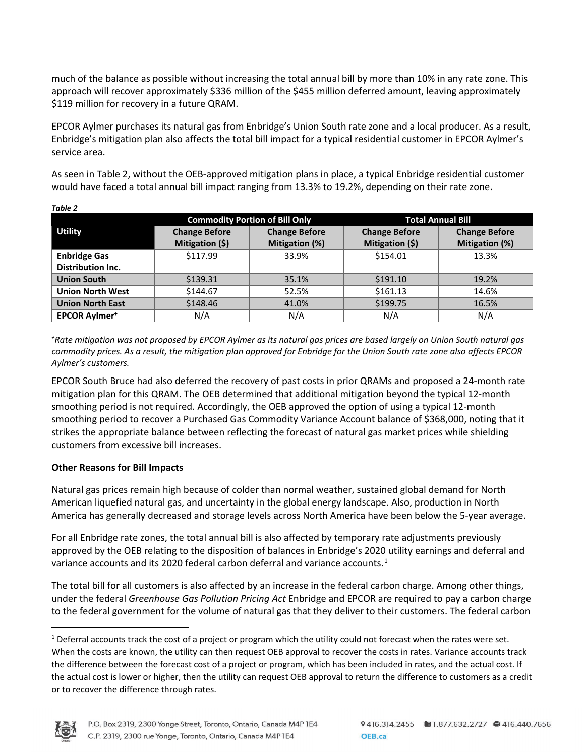much of the balance as possible without increasing the total annual bill by more than 10% in any rate zone. This approach will recover approximately $336 million of the $455 million deferred amount, leaving approximately $119 million for recovery in a future QRAM.

EPCOR Aylmer purchases its natural gas from Enbridge's Union South rate zone and a local producer. As a result, Enbridge's mitigation plan also affects the total bill impact for a typical residential customer in EPCOR Aylmer's service area.

As seen in Table 2, without the OEB-approved mitigation plans in place, a typical Enbridge residential customer would have faced a total annual bill impact ranging from 13.3% to 19.2%, depending on their rate zone.

***Table 2***

| Utility | Commodity Portion of Bill Only | | Total Annual Bill | |
|---|---|---|---|---|
| | Change Before Mitigation ($) | Change Before Mitigation (%) | Change Before Mitigation ($) | Change Before Mitigation (%) |
| **Enbridge Gas Distribution Inc.** | $117.99 | 33.9% | $154.01 | 13.3% |
| **Union South** | $139.31 | 35.1% | $191.10 | 19.2% |
| **Union North West** | $144.67 | 52.5% | $161.13 | 14.6% |
| **Union North East** | $148.46 | 41.0% | $199.75 | 16.5% |
| **EPCOR Aylmer+** | N/A | N/A | N/A | N/A |

*+Rate mitigation was not proposed by EPCOR Aylmer as its natural gas prices are based largely on Union South natural gas commodity prices. As a result, the mitigation plan approved for Enbridge for the Union South rate zone also affects EPCOR Aylmer's customers.*

EPCOR South Bruce had also deferred the recovery of past costs in prior QRAMs and proposed a 24-month rate mitigation plan for this QRAM. The OEB determined that additional mitigation beyond the typical 12-month smoothing period is not required. Accordingly, the OEB approved the option of using a typical 12-month smoothing period to recover a Purchased Gas Commodity Variance Account balance of $368,000, noting that it strikes the appropriate balance between reflecting the forecast of natural gas market prices while shielding customers from excessive bill increases.

**Other Reasons for Bill Impacts**

Natural gas prices remain high because of colder than normal weather, sustained global demand for North American liquefied natural gas, and uncertainty in the global energy landscape. Also, production in North America has generally decreased and storage levels across North America have been below the 5-year average.

For all Enbridge rate zones, the total annual bill is also affected by temporary rate adjustments previously approved by the OEB relating to the disposition of balances in Enbridge's 2020 utility earnings and deferral and variance accounts and its 2020 federal carbon deferral and variance accounts.[1]

The total bill for all customers is also affected by an increase in the federal carbon charge. Among other things, under the federal *Greenhouse Gas Pollution Pricing Act* Enbridge and EPCOR are required to pay a carbon charge to the federal government for the volume of natural gas that they deliver to their customers. The federal carbon

[1] Deferral accounts track the cost of a project or program which the utility could not forecast when the rates were set. When the costs are known, the utility can then request OEB approval to recover the costs in rates. Variance accounts track the difference between the forecast cost of a project or program, which has been included in rates, and the actual cost. If the actual cost is lower or higher, then the utility can request OEB approval to return the difference to customers as a credit or to recover the difference through rates.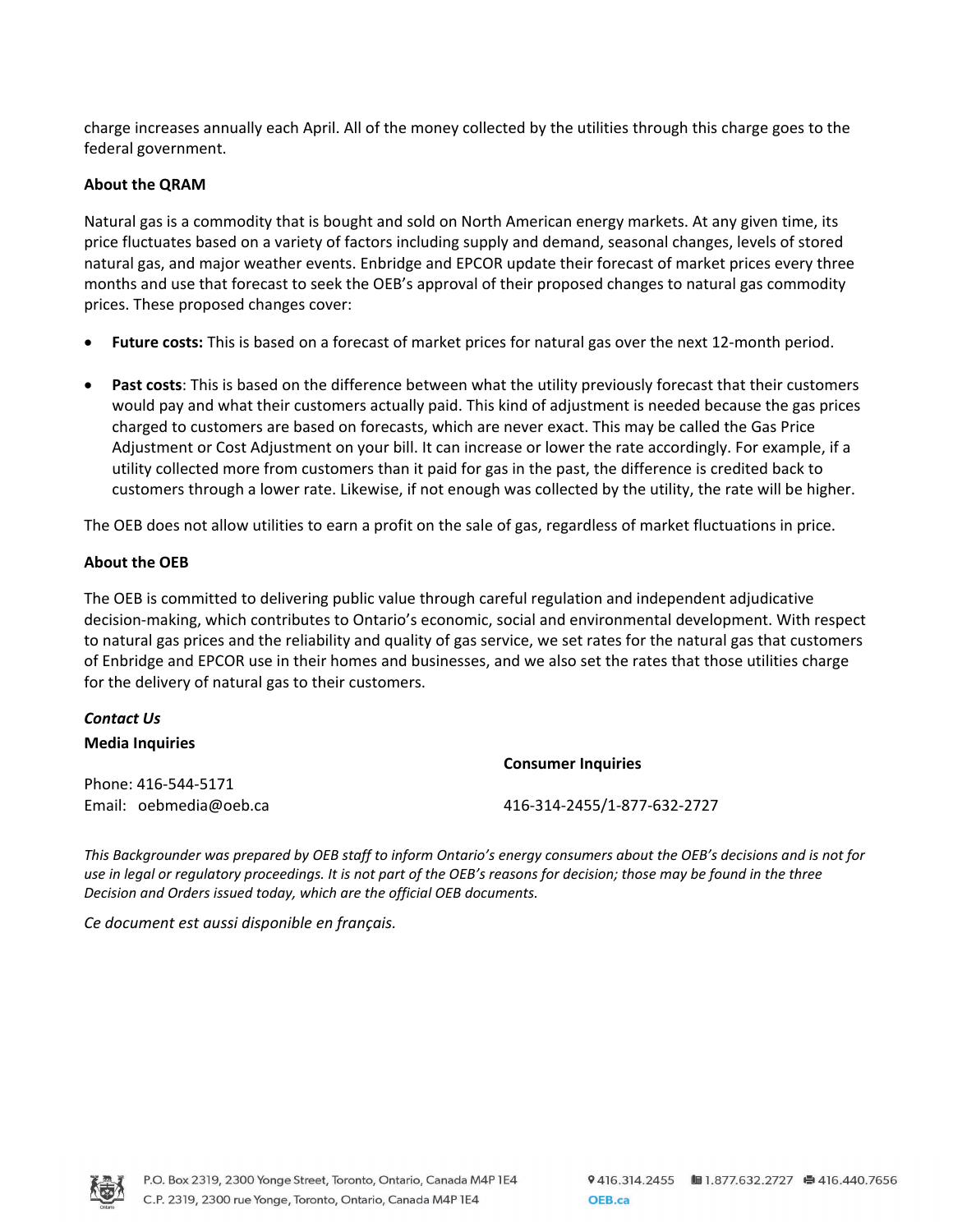charge increases annually each April. All of the money collected by the utilities through this charge goes to the federal government.

**About the QRAM**

Natural gas is a commodity that is bought and sold on North American energy markets. At any given time, its price fluctuates based on a variety of factors including supply and demand, seasonal changes, levels of stored natural gas, and major weather events. Enbridge and EPCOR update their forecast of market prices every three months and use that forecast to seek the OEB's approval of their proposed changes to natural gas commodity prices. These proposed changes cover:

- **Future costs:** This is based on a forecast of market prices for natural gas over the next 12-month period.
- **Past costs**: This is based on the difference between what the utility previously forecast that their customers would pay and what their customers actually paid. This kind of adjustment is needed because the gas prices charged to customers are based on forecasts, which are never exact. This may be called the Gas Price Adjustment or Cost Adjustment on your bill. It can increase or lower the rate accordingly. For example, if a utility collected more from customers than it paid for gas in the past, the difference is credited back to customers through a lower rate. Likewise, if not enough was collected by the utility, the rate will be higher.

The OEB does not allow utilities to earn a profit on the sale of gas, regardless of market fluctuations in price.

**About the OEB**

The OEB is committed to delivering public value through careful regulation and independent adjudicative decision-making, which contributes to Ontario's economic, social and environmental development. With respect to natural gas prices and the reliability and quality of gas service, we set rates for the natural gas that customers of Enbridge and EPCOR use in their homes and businesses, and we also set the rates that those utilities charge for the delivery of natural gas to their customers.

***Contact Us***

**Media Inquiries**

Phone: 416-544-5171
Email: oebmedia@oeb.ca

**Consumer Inquiries**

416-314-2455/1-877-632-2727

*This Backgrounder was prepared by OEB staff to inform Ontario's energy consumers about the OEB's decisions and is not for use in legal or regulatory proceedings. It is not part of the OEB's reasons for decision; those may be found in the three Decision and Orders issued today, which are the official OEB documents.*

*Ce document est aussi disponible en français.*